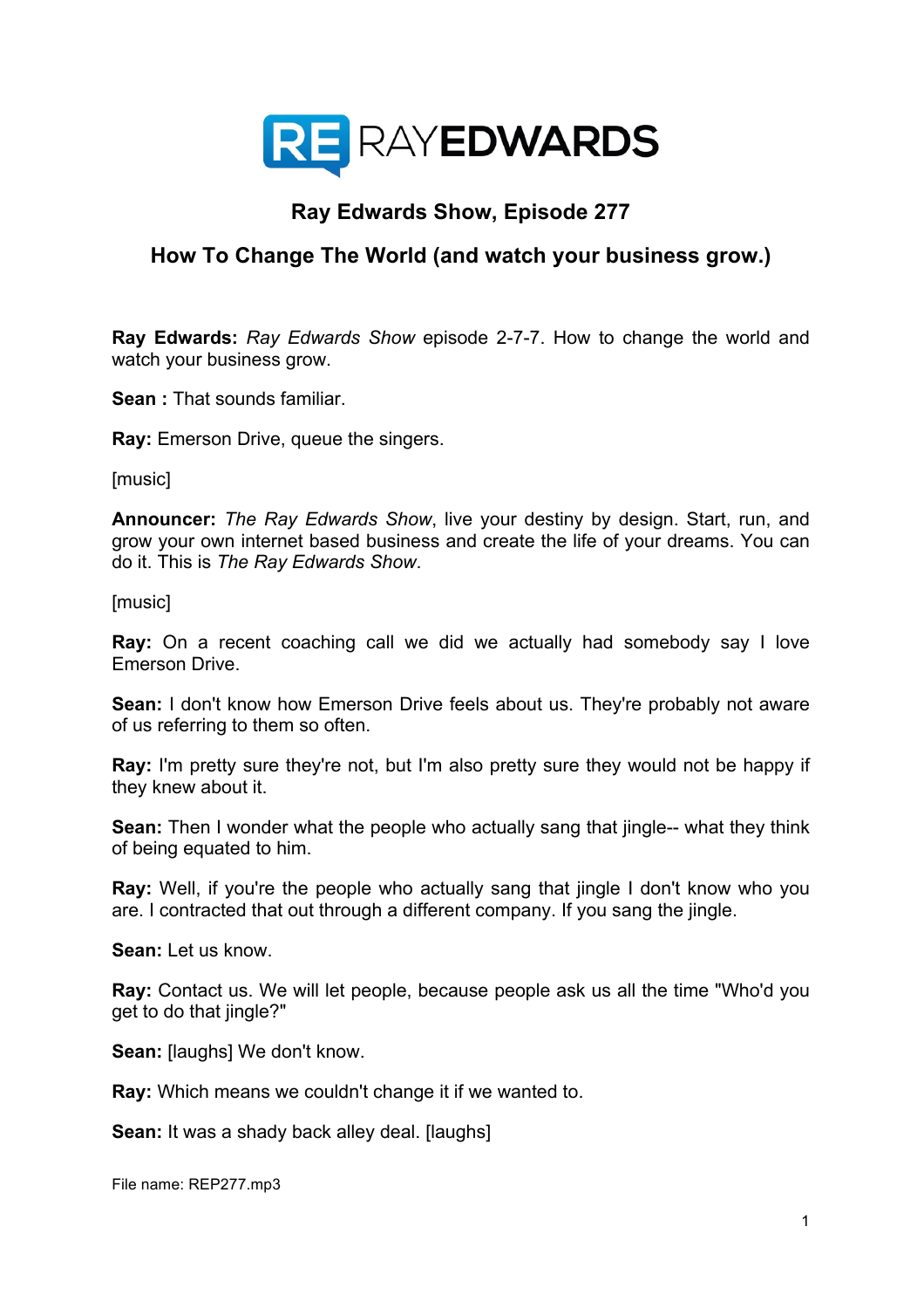RAYEDWARDS

# Ray Edwards Show, Episode 277

## How To Change The World (and watch your business grow.)

**Ray Edwards:** *Ray Edwards Show* episode 2-7-7. How to change the world and watch your business grow.

**Sean :** That sounds familiar.

**Ray:** Emerson Drive, queue the singers.

[music]

**Announcer:** *The Ray Edwards Show*, live your destiny by design. Start, run, and grow your own internet based business and create the life of your dreams. You can do it. This is *The Ray Edwards Show*.

[music]

**Ray:** On a recent coaching call we did we actually had somebody say I love Emerson Drive.

**Sean:** I don't know how Emerson Drive feels about us. They're probably not aware of us referring to them so often.

**Ray:** I'm pretty sure they're not, but I'm also pretty sure they would not be happy if they knew about it.

**Sean:** Then I wonder what the people who actually sang that jingle-- what they think of being equated to him.

**Ray:** Well, if you're the people who actually sang that jingle I don't know who you are. I contracted that out through a different company. If you sang the jingle.

**Sean:** Let us know.

**Ray:** Contact us. We will let people, because people ask us all the time "Who'd you get to do that jingle?"

**Sean:** [laughs] We don't know.

**Ray:** Which means we couldn't change it if we wanted to.

**Sean:** It was a shady back alley deal. [laughs]

File name: REP277.mp3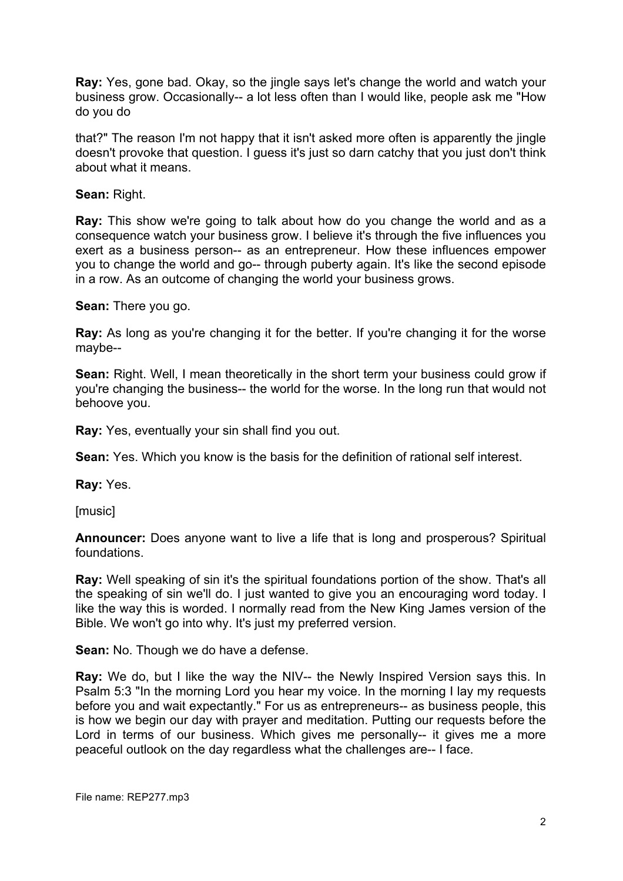**Ray:** Yes, gone bad. Okay, so the jingle says let's change the world and watch your business grow. Occasionally-- a lot less often than I would like, people ask me "How do you do

that?" The reason I'm not happy that it isn't asked more often is apparently the jingle doesn't provoke that question. I guess it's just so darn catchy that you just don't think about what it means.

**Sean:** Right.

**Ray:** This show we're going to talk about how do you change the world and as a consequence watch your business grow. I believe it's through the five influences you exert as a business person-- as an entrepreneur. How these influences empower you to change the world and go-- through puberty again. It's like the second episode in a row. As an outcome of changing the world your business grows.

**Sean:** There you go.

**Ray:** As long as you're changing it for the better. If you're changing it for the worse maybe--

**Sean:** Right. Well, I mean theoretically in the short term your business could grow if you're changing the business-- the world for the worse. In the long run that would not behoove you.

**Ray:** Yes, eventually your sin shall find you out.

**Sean:** Yes. Which you know is the basis for the definition of rational self interest.

**Ray:** Yes.

[music]

**Announcer:** Does anyone want to live a life that is long and prosperous? Spiritual foundations.

**Ray:** Well speaking of sin it's the spiritual foundations portion of the show. That's all the speaking of sin we'll do. I just wanted to give you an encouraging word today. I like the way this is worded. I normally read from the New King James version of the Bible. We won't go into why. It's just my preferred version.

**Sean:** No. Though we do have a defense.

**Ray:** We do, but I like the way the NIV-- the Newly Inspired Version says this. In Psalm 5:3 "In the morning Lord you hear my voice. In the morning I lay my requests before you and wait expectantly." For us as entrepreneurs-- as business people, this is how we begin our day with prayer and meditation. Putting our requests before the Lord in terms of our business. Which gives me personally-- it gives me a more peaceful outlook on the day regardless what the challenges are-- I face.

File name: REP277.mp3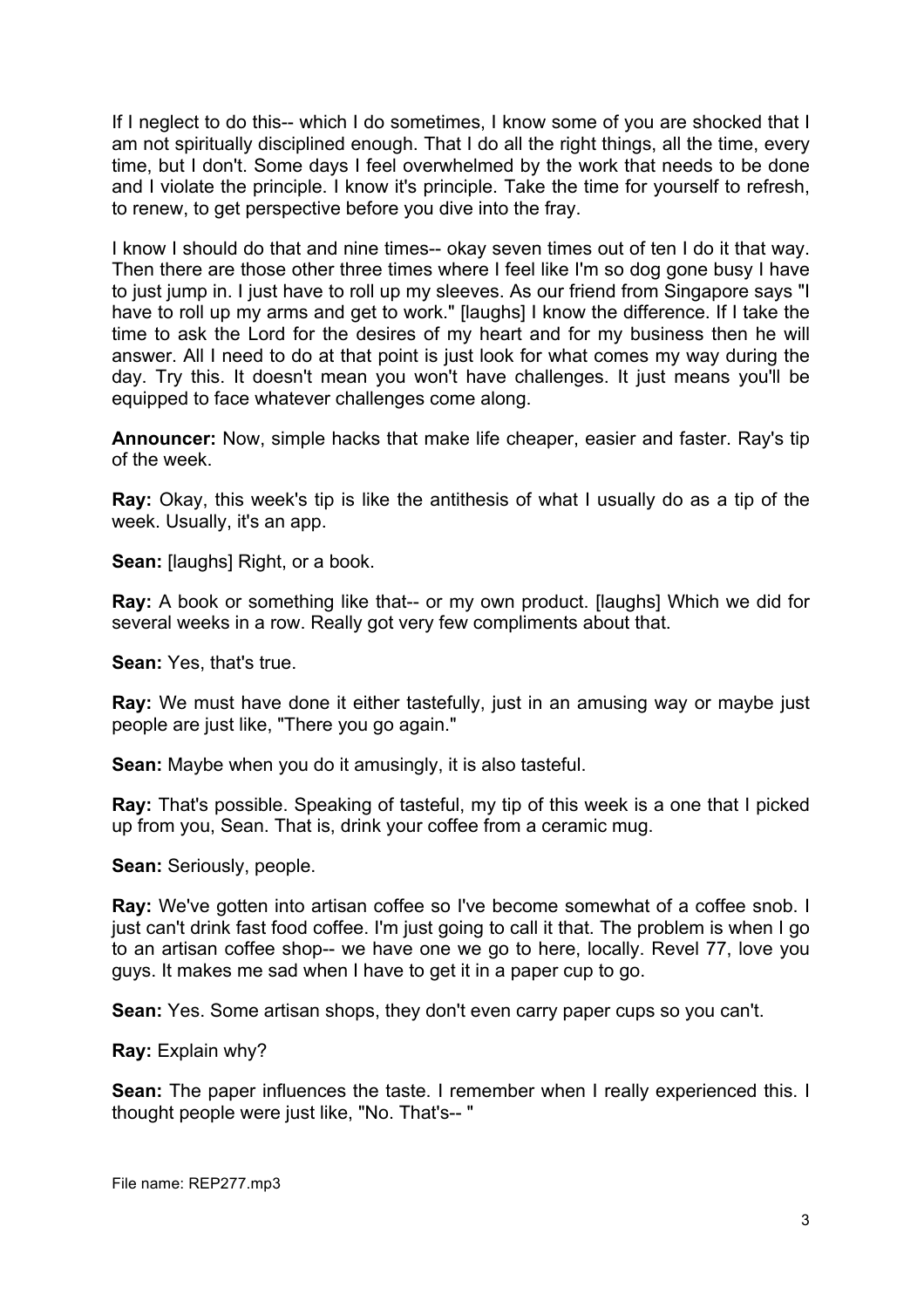If I neglect to do this-- which I do sometimes, I know some of you are shocked that I am not spiritually disciplined enough. That I do all the right things, all the time, every time, but I don't. Some days I feel overwhelmed by the work that needs to be done and I violate the principle. I know it's principle. Take the time for yourself to refresh, to renew, to get perspective before you dive into the fray.

I know I should do that and nine times-- okay seven times out of ten I do it that way. Then there are those other three times where I feel like I'm so dog gone busy I have to just jump in. I just have to roll up my sleeves. As our friend from Singapore says "I have to roll up my arms and get to work." [laughs] I know the difference. If I take the time to ask the Lord for the desires of my heart and for my business then he will answer. All I need to do at that point is just look for what comes my way during the day. Try this. It doesn't mean you won't have challenges. It just means you'll be equipped to face whatever challenges come along.

**Announcer:** Now, simple hacks that make life cheaper, easier and faster. Ray's tip of the week.

**Ray:** Okay, this week's tip is like the antithesis of what I usually do as a tip of the week. Usually, it's an app.

**Sean:** [laughs] Right, or a book.

**Ray:** A book or something like that-- or my own product. [laughs] Which we did for several weeks in a row. Really got very few compliments about that.

**Sean:** Yes, that's true.

**Ray:** We must have done it either tastefully, just in an amusing way or maybe just people are just like, "There you go again."

**Sean:** Maybe when you do it amusingly, it is also tasteful.

**Ray:** That's possible. Speaking of tasteful, my tip of this week is a one that I picked up from you, Sean. That is, drink your coffee from a ceramic mug.

**Sean:** Seriously, people.

**Ray:** We've gotten into artisan coffee so I've become somewhat of a coffee snob. I just can't drink fast food coffee. I'm just going to call it that. The problem is when I go to an artisan coffee shop-- we have one we go to here, locally. Revel 77, love you guys. It makes me sad when I have to get it in a paper cup to go.

**Sean:** Yes. Some artisan shops, they don't even carry paper cups so you can't.

**Ray:** Explain why?

**Sean:** The paper influences the taste. I remember when I really experienced this. I thought people were just like, "No. That's-- "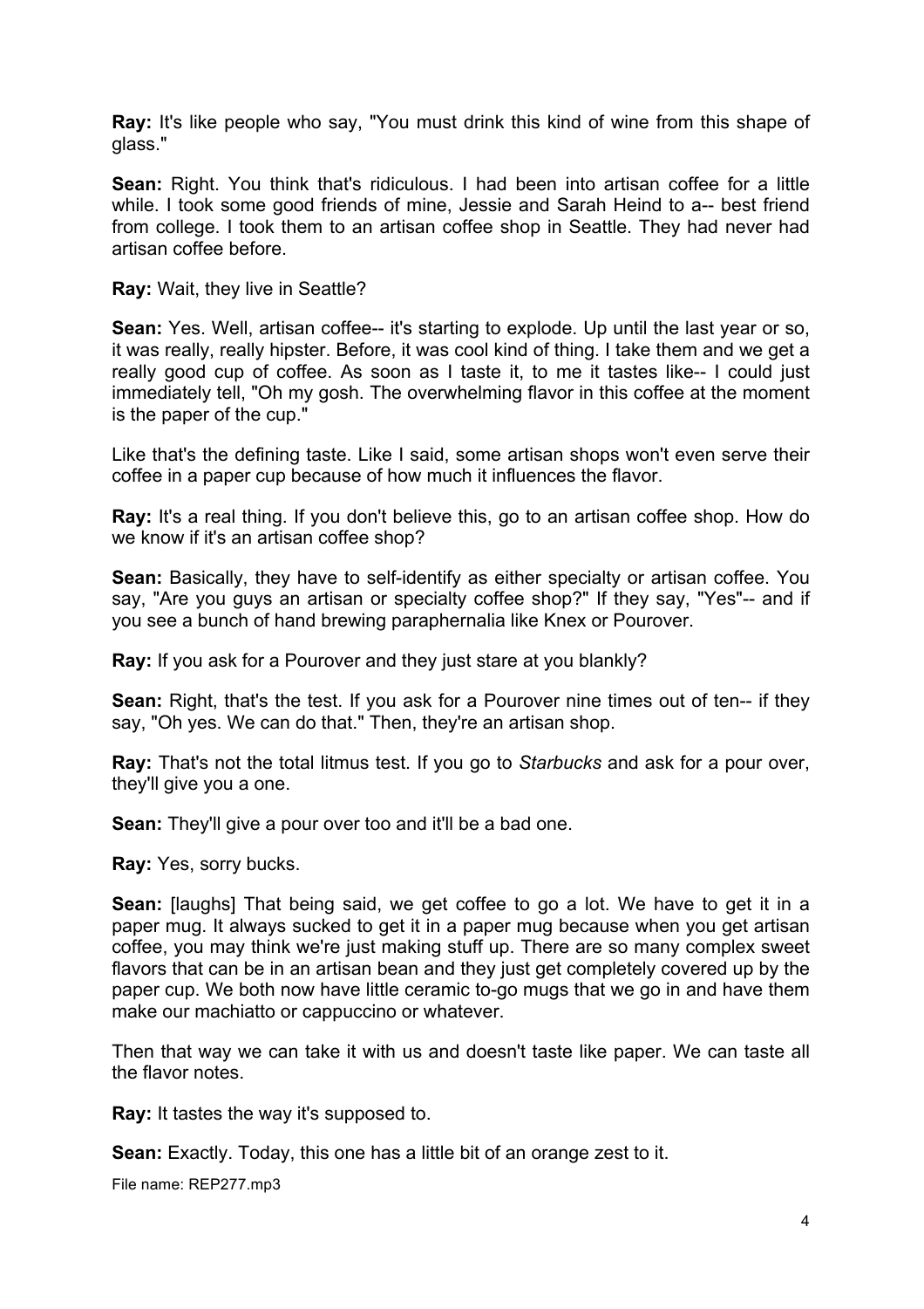**Ray:** It's like people who say, "You must drink this kind of wine from this shape of glass."

**Sean:** Right. You think that's ridiculous. I had been into artisan coffee for a little while. I took some good friends of mine, Jessie and Sarah Heind to a-- best friend from college. I took them to an artisan coffee shop in Seattle. They had never had artisan coffee before.

**Ray:** Wait, they live in Seattle?

**Sean:** Yes. Well, artisan coffee-- it's starting to explode. Up until the last year or so, it was really, really hipster. Before, it was cool kind of thing. I take them and we get a really good cup of coffee. As soon as I taste it, to me it tastes like-- I could just immediately tell, "Oh my gosh. The overwhelming flavor in this coffee at the moment is the paper of the cup."

Like that's the defining taste. Like I said, some artisan shops won't even serve their coffee in a paper cup because of how much it influences the flavor.

**Ray:** It's a real thing. If you don't believe this, go to an artisan coffee shop. How do we know if it's an artisan coffee shop?

**Sean:** Basically, they have to self-identify as either specialty or artisan coffee. You say, "Are you guys an artisan or specialty coffee shop?" If they say, "Yes"-- and if you see a bunch of hand brewing paraphernalia like Knex or Pourover.

**Ray:** If you ask for a Pourover and they just stare at you blankly?

**Sean:** Right, that's the test. If you ask for a Pourover nine times out of ten-- if they say, "Oh yes. We can do that." Then, they're an artisan shop.

**Ray:** That's not the total litmus test. If you go to *Starbucks* and ask for a pour over, they'll give you a one.

**Sean:** They'll give a pour over too and it'll be a bad one.

**Ray:** Yes, sorry bucks.

**Sean:** [laughs] That being said, we get coffee to go a lot. We have to get it in a paper mug. It always sucked to get it in a paper mug because when you get artisan coffee, you may think we're just making stuff up. There are so many complex sweet flavors that can be in an artisan bean and they just get completely covered up by the paper cup. We both now have little ceramic to-go mugs that we go in and have them make our machiatto or cappuccino or whatever.

Then that way we can take it with us and doesn't taste like paper. We can taste all the flavor notes.

**Ray:** It tastes the way it's supposed to.

**Sean:** Exactly. Today, this one has a little bit of an orange zest to it.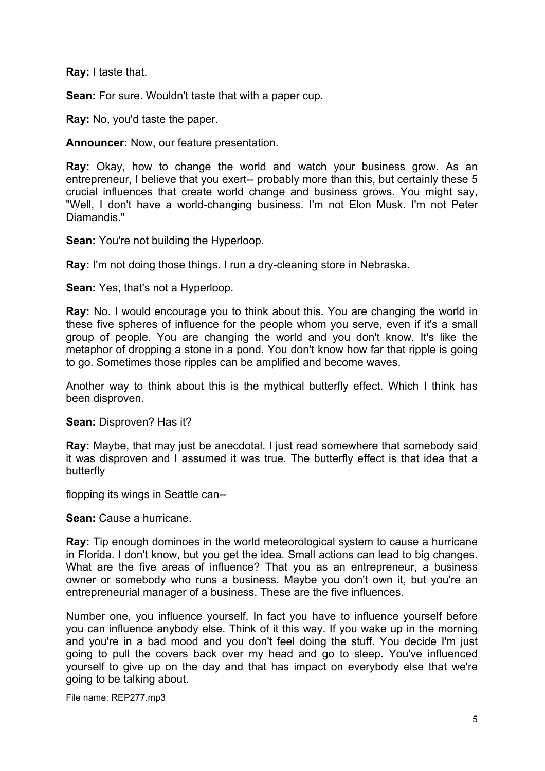**Ray:** I taste that.

**Sean:** For sure. Wouldn't taste that with a paper cup.

**Ray:** No, you'd taste the paper.

**Announcer:** Now, our feature presentation.

**Ray:** Okay, how to change the world and watch your business grow. As an entrepreneur, I believe that you exert-- probably more than this, but certainly these 5 crucial influences that create world change and business grows. You might say, "Well, I don't have a world-changing business. I'm not Elon Musk. I'm not Peter Diamandis."

**Sean:** You're not building the Hyperloop.

**Ray:** I'm not doing those things. I run a dry-cleaning store in Nebraska.

**Sean:** Yes, that's not a Hyperloop.

**Ray:** No. I would encourage you to think about this. You are changing the world in these five spheres of influence for the people whom you serve, even if it's a small group of people. You are changing the world and you don't know. It's like the metaphor of dropping a stone in a pond. You don't know how far that ripple is going to go. Sometimes those ripples can be amplified and become waves.

Another way to think about this is the mythical butterfly effect. Which I think has been disproven.

**Sean:** Disproven? Has it?

**Ray:** Maybe, that may just be anecdotal. I just read somewhere that somebody said it was disproven and I assumed it was true. The butterfly effect is that idea that a butterfly

flopping its wings in Seattle can--

**Sean:** Cause a hurricane.

**Ray:** Tip enough dominoes in the world meteorological system to cause a hurricane in Florida. I don't know, but you get the idea. Small actions can lead to big changes. What are the five areas of influence? That you as an entrepreneur, a business owner or somebody who runs a business. Maybe you don't own it, but you're an entrepreneurial manager of a business. These are the five influences.

Number one, you influence yourself. In fact you have to influence yourself before you can influence anybody else. Think of it this way. If you wake up in the morning and you're in a bad mood and you don't feel doing the stuff. You decide I'm just going to pull the covers back over my head and go to sleep. You've influenced yourself to give up on the day and that has impact on everybody else that we're going to be talking about.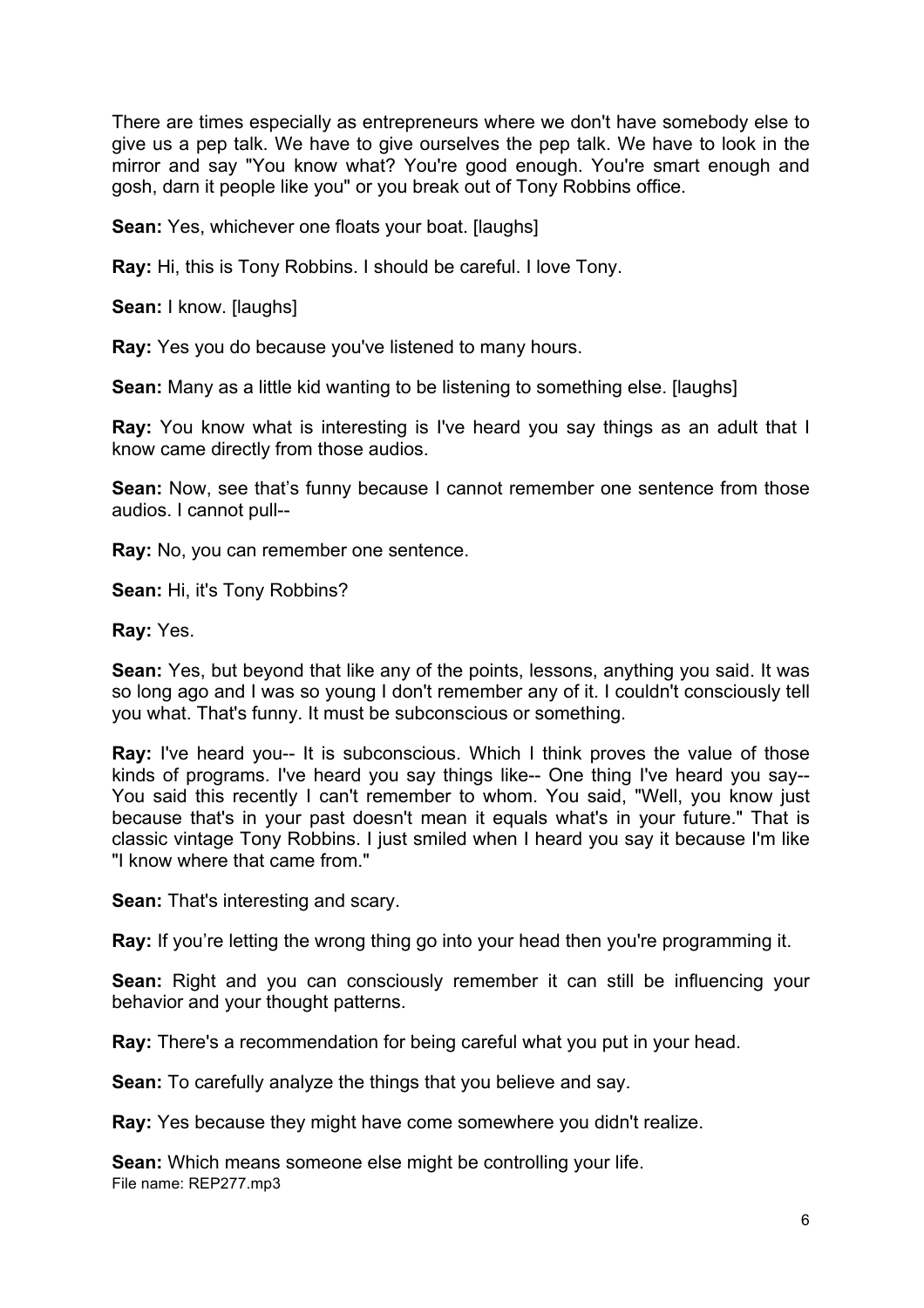There are times especially as entrepreneurs where we don't have somebody else to give us a pep talk. We have to give ourselves the pep talk. We have to look in the mirror and say "You know what? You're good enough. You're smart enough and gosh, darn it people like you" or you break out of Tony Robbins office.

**Sean:** Yes, whichever one floats your boat. [laughs]

**Ray:** Hi, this is Tony Robbins. I should be careful. I love Tony.

**Sean:** I know. [laughs]

**Ray:** Yes you do because you've listened to many hours.

**Sean:** Many as a little kid wanting to be listening to something else. [laughs]

**Ray:** You know what is interesting is I've heard you say things as an adult that I know came directly from those audios.

**Sean:** Now, see that's funny because I cannot remember one sentence from those audios. I cannot pull--

**Ray:** No, you can remember one sentence.

**Sean:** Hi, it's Tony Robbins?

**Ray:** Yes.

**Sean:** Yes, but beyond that like any of the points, lessons, anything you said. It was so long ago and I was so young I don't remember any of it. I couldn't consciously tell you what. That's funny. It must be subconscious or something.

**Ray:** I've heard you-- It is subconscious. Which I think proves the value of those kinds of programs. I've heard you say things like-- One thing I've heard you say-- You said this recently I can't remember to whom. You said, "Well, you know just because that's in your past doesn't mean it equals what's in your future." That is classic vintage Tony Robbins. I just smiled when I heard you say it because I'm like "I know where that came from."

**Sean:** That's interesting and scary.

**Ray:** If you're letting the wrong thing go into your head then you're programming it.

**Sean:** Right and you can consciously remember it can still be influencing your behavior and your thought patterns.

**Ray:** There's a recommendation for being careful what you put in your head.

**Sean:** To carefully analyze the things that you believe and say.

**Ray:** Yes because they might have come somewhere you didn't realize.

**Sean:** Which means someone else might be controlling your life.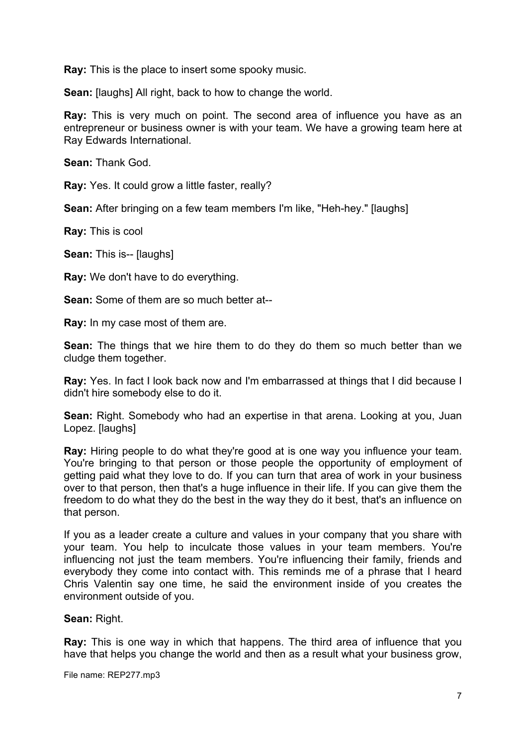**Ray:** This is the place to insert some spooky music.

**Sean:** [laughs] All right, back to how to change the world.

**Ray:** This is very much on point. The second area of influence you have as an entrepreneur or business owner is with your team. We have a growing team here at Ray Edwards International.

**Sean:** Thank God.

**Ray:** Yes. It could grow a little faster, really?

**Sean:** After bringing on a few team members I'm like, "Heh-hey." [laughs]

**Ray:** This is cool

**Sean:** This is-- [laughs]

**Ray:** We don't have to do everything.

**Sean:** Some of them are so much better at--

**Ray:** In my case most of them are.

**Sean:** The things that we hire them to do they do them so much better than we cludge them together.

**Ray:** Yes. In fact I look back now and I'm embarrassed at things that I did because I didn't hire somebody else to do it.

**Sean:** Right. Somebody who had an expertise in that arena. Looking at you, Juan Lopez. [laughs]

**Ray:** Hiring people to do what they're good at is one way you influence your team. You're bringing to that person or those people the opportunity of employment of getting paid what they love to do. If you can turn that area of work in your business over to that person, then that's a huge influence in their life. If you can give them the freedom to do what they do the best in the way they do it best, that's an influence on that person.

If you as a leader create a culture and values in your company that you share with your team. You help to inculcate those values in your team members. You're influencing not just the team members. You're influencing their family, friends and everybody they come into contact with. This reminds me of a phrase that I heard Chris Valentin say one time, he said the environment inside of you creates the environment outside of you.

**Sean:** Right.

**Ray:** This is one way in which that happens. The third area of influence that you have that helps you change the world and then as a result what your business grow,

File name: REP277.mp3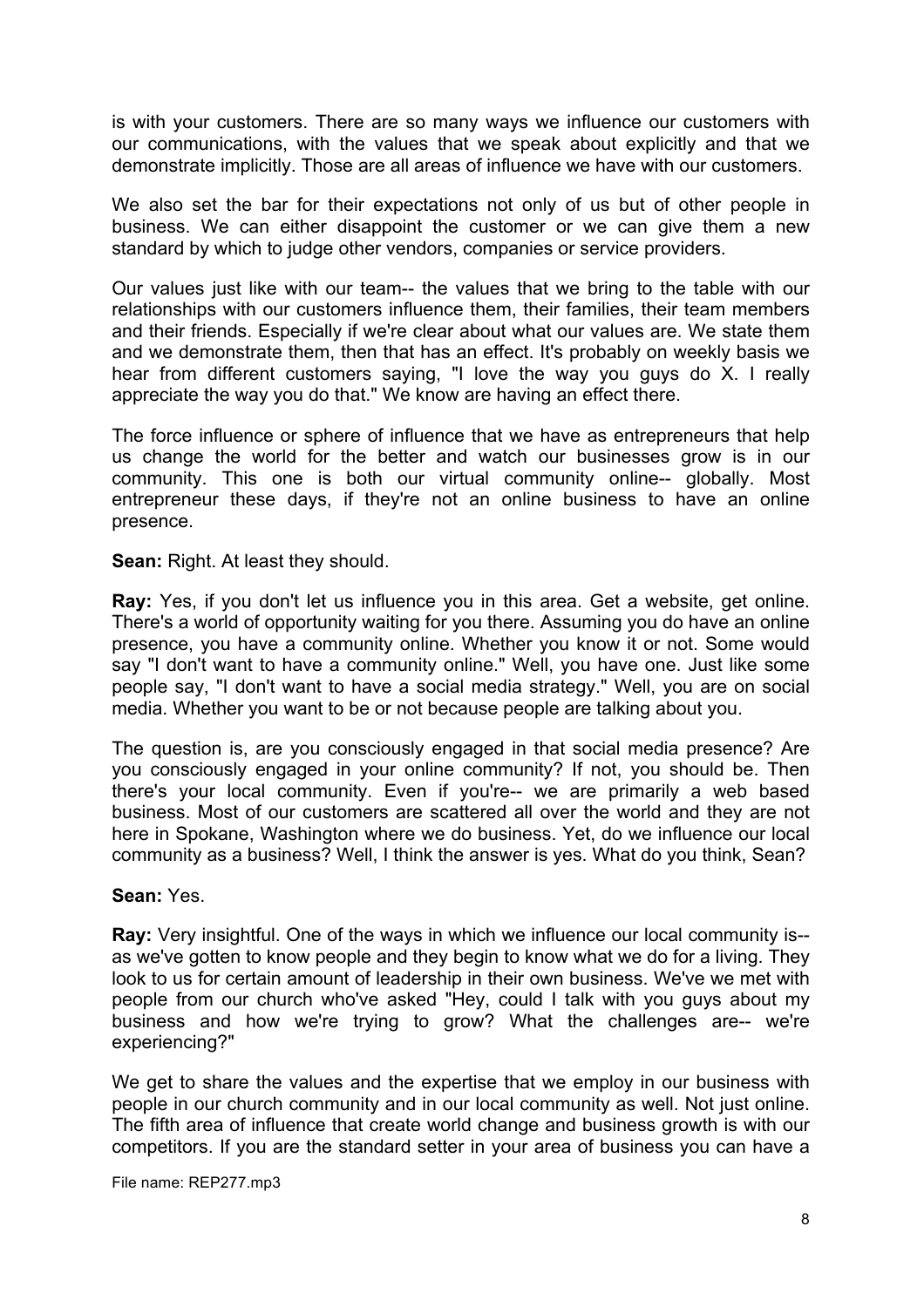is with your customers. There are so many ways we influence our customers with our communications, with the values that we speak about explicitly and that we demonstrate implicitly. Those are all areas of influence we have with our customers.

We also set the bar for their expectations not only of us but of other people in business. We can either disappoint the customer or we can give them a new standard by which to judge other vendors, companies or service providers.

Our values just like with our team-- the values that we bring to the table with our relationships with our customers influence them, their families, their team members and their friends. Especially if we're clear about what our values are. We state them and we demonstrate them, then that has an effect. It's probably on weekly basis we hear from different customers saying, "I love the way you guys do X. I really appreciate the way you do that." We know are having an effect there.

The force influence or sphere of influence that we have as entrepreneurs that help us change the world for the better and watch our businesses grow is in our community. This one is both our virtual community online-- globally. Most entrepreneur these days, if they're not an online business to have an online presence.

**Sean:** Right. At least they should.

**Ray:** Yes, if you don't let us influence you in this area. Get a website, get online. There's a world of opportunity waiting for you there. Assuming you do have an online presence, you have a community online. Whether you know it or not. Some would say "I don't want to have a community online." Well, you have one. Just like some people say, "I don't want to have a social media strategy." Well, you are on social media. Whether you want to be or not because people are talking about you.

The question is, are you consciously engaged in that social media presence? Are you consciously engaged in your online community? If not, you should be. Then there's your local community. Even if you're-- we are primarily a web based business. Most of our customers are scattered all over the world and they are not here in Spokane, Washington where we do business. Yet, do we influence our local community as a business? Well, I think the answer is yes. What do you think, Sean?

**Sean:** Yes.

**Ray:** Very insightful. One of the ways in which we influence our local community is-- as we've gotten to know people and they begin to know what we do for a living. They look to us for certain amount of leadership in their own business. We've we met with people from our church who've asked "Hey, could I talk with you guys about my business and how we're trying to grow? What the challenges are-- we're experiencing?"

We get to share the values and the expertise that we employ in our business with people in our church community and in our local community as well. Not just online. The fifth area of influence that create world change and business growth is with our competitors. If you are the standard setter in your area of business you can have a

File name: REP277.mp3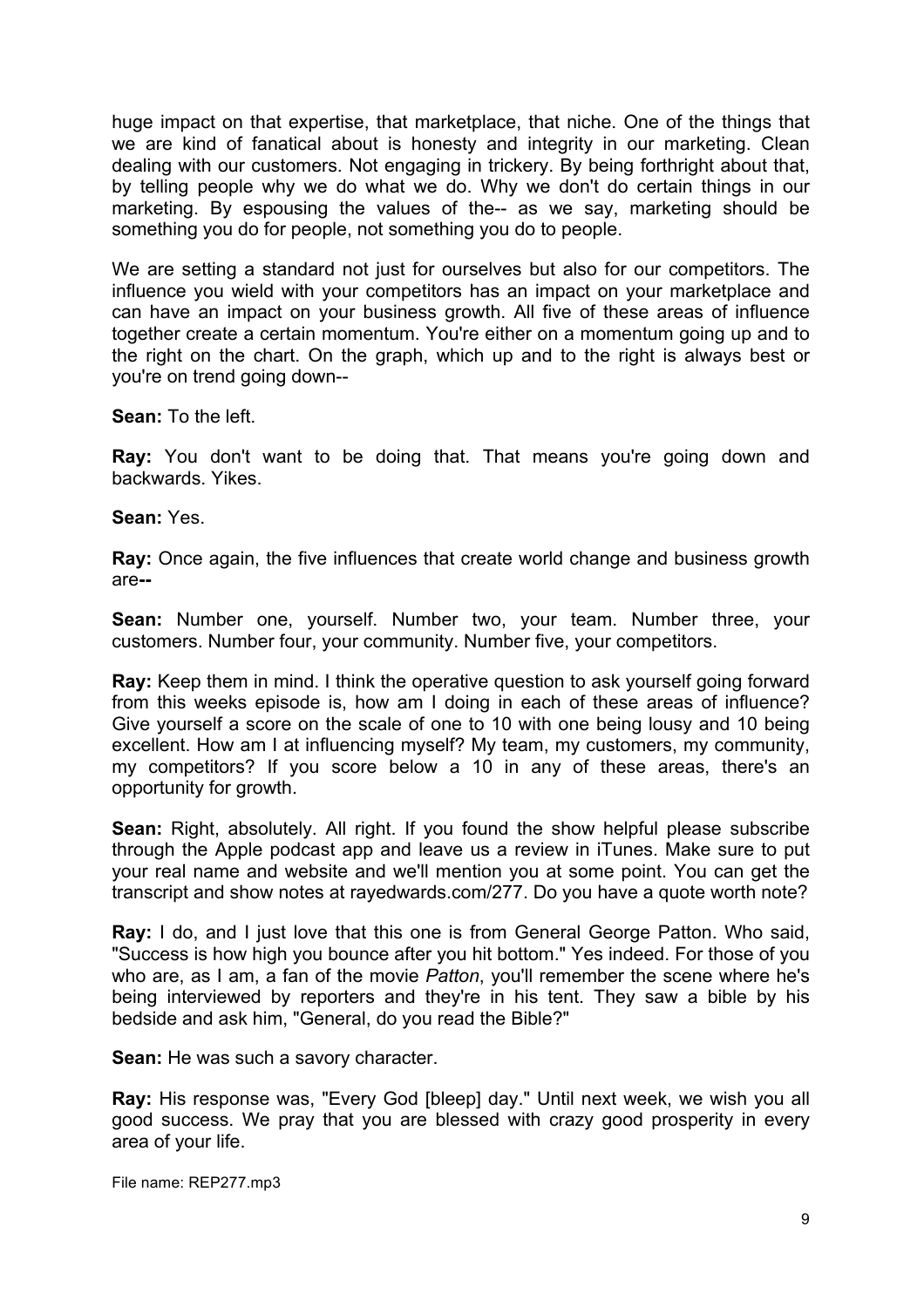huge impact on that expertise, that marketplace, that niche. One of the things that we are kind of fanatical about is honesty and integrity in our marketing. Clean dealing with our customers. Not engaging in trickery. By being forthright about that, by telling people why we do what we do. Why we don't do certain things in our marketing. By espousing the values of the-- as we say, marketing should be something you do for people, not something you do to people.

We are setting a standard not just for ourselves but also for our competitors. The influence you wield with your competitors has an impact on your marketplace and can have an impact on your business growth. All five of these areas of influence together create a certain momentum. You're either on a momentum going up and to the right on the chart. On the graph, which up and to the right is always best or you're on trend going down--

**Sean:** To the left.

**Ray:** You don't want to be doing that. That means you're going down and backwards. Yikes.

**Sean:** Yes.

**Ray:** Once again, the five influences that create world change and business growth are**--**

**Sean:** Number one, yourself. Number two, your team. Number three, your customers. Number four, your community. Number five, your competitors.

**Ray:** Keep them in mind. I think the operative question to ask yourself going forward from this weeks episode is, how am I doing in each of these areas of influence? Give yourself a score on the scale of one to 10 with one being lousy and 10 being excellent. How am I at influencing myself? My team, my customers, my community, my competitors? If you score below a 10 in any of these areas, there's an opportunity for growth.

**Sean:** Right, absolutely. All right. If you found the show helpful please subscribe through the Apple podcast app and leave us a review in iTunes. Make sure to put your real name and website and we'll mention you at some point. You can get the transcript and show notes at rayedwards.com/277. Do you have a quote worth note?

**Ray:** I do, and I just love that this one is from General George Patton. Who said, "Success is how high you bounce after you hit bottom." Yes indeed. For those of you who are, as I am, a fan of the movie *Patton*, you'll remember the scene where he's being interviewed by reporters and they're in his tent. They saw a bible by his bedside and ask him, "General, do you read the Bible?"

**Sean:** He was such a savory character.

**Ray:** His response was, "Every God [bleep] day." Until next week, we wish you all good success. We pray that you are blessed with crazy good prosperity in every area of your life.

File name: REP277.mp3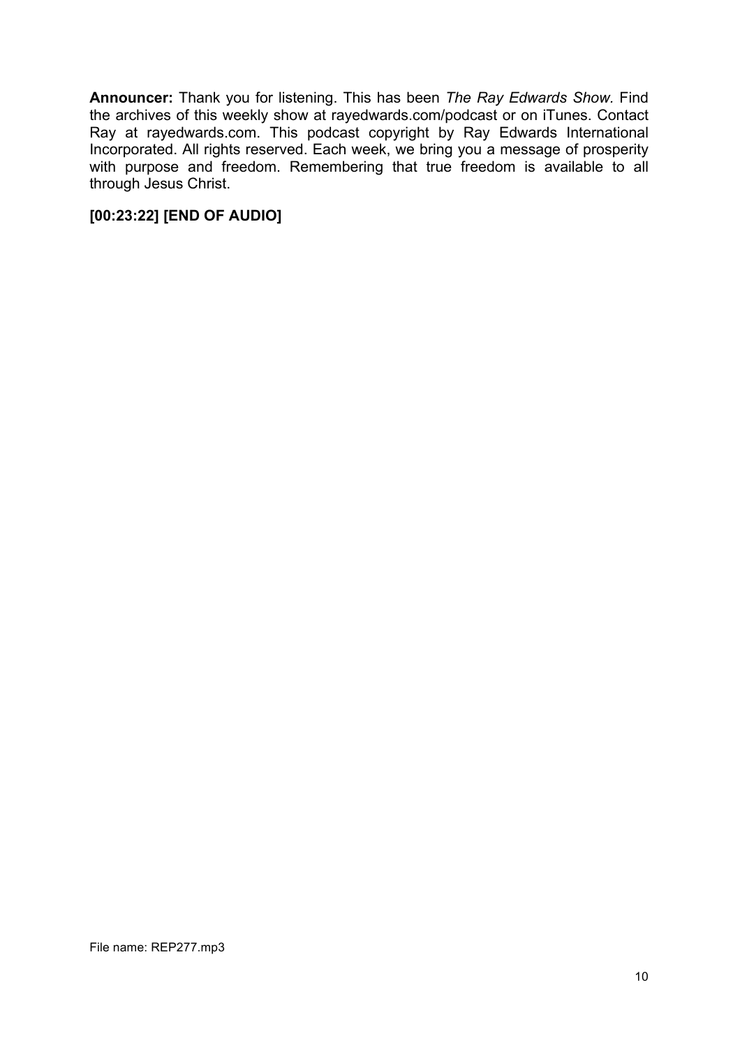**Announcer:** Thank you for listening. This has been *The Ray Edwards Show*. Find the archives of this weekly show at rayedwards.com/podcast or on iTunes. Contact Ray at rayedwards.com. This podcast copyright by Ray Edwards International Incorporated. All rights reserved. Each week, we bring you a message of prosperity with purpose and freedom. Remembering that true freedom is available to all through Jesus Christ.

**[00:23:22] [END OF AUDIO]**

File name: REP277.mp3